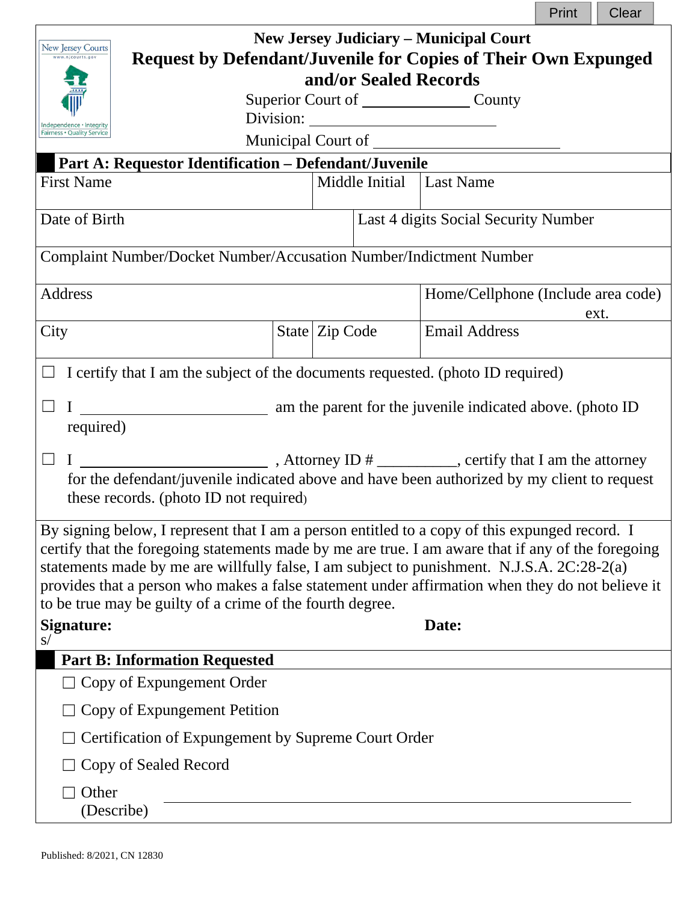# New Jersey Judiciary – Municipal Court

## Request by Defendant/Juvenile for Copies of Their Own Expunged and/or Sealed Records

Superior Court of ______________ County

Division: ________________________

Municipal Court of ________________________

### Part A: Requestor Identification – Defendant/Juvenile

| First Name | Middle Initial | Last Name |
|---|---|---|
| | | |

| Date of Birth | Last 4 digits Social Security Number |
|---|---|
| | |

| Complaint Number/Docket Number/Accusation Number/Indictment Number |
|---|
| |

| Address | | | Home/Cellphone (Include area code) ext. |
|---|---|---|---|
| City | State | Zip Code | Email Address |

☐ I certify that I am the subject of the documents requested. (photo ID required)

☐ I ________________________ am the parent for the juvenile indicated above. (photo ID required)

☐ I ________________________ , Attorney ID # __________, certify that I am the attorney for the defendant/juvenile indicated above and have been authorized by my client to request these records. (photo ID not required)

By signing below, I represent that I am a person entitled to a copy of this expunged record. I certify that the foregoing statements made by me are true. I am aware that if any of the foregoing statements made by me are willfully false, I am subject to punishment. N.J.S.A. 2C:28-2(a) provides that a person who makes a false statement under affirmation when they do not believe it to be true may be guilty of a crime of the fourth degree.

**Signature:** s/ **Date:**

### Part B: Information Requested

☐ Copy of Expungement Order

☐ Copy of Expungement Petition

☐ Certification of Expungement by Supreme Court Order

☐ Copy of Sealed Record

☐ Other (Describe) ________________________________________

Published: 8/2021, CN 12830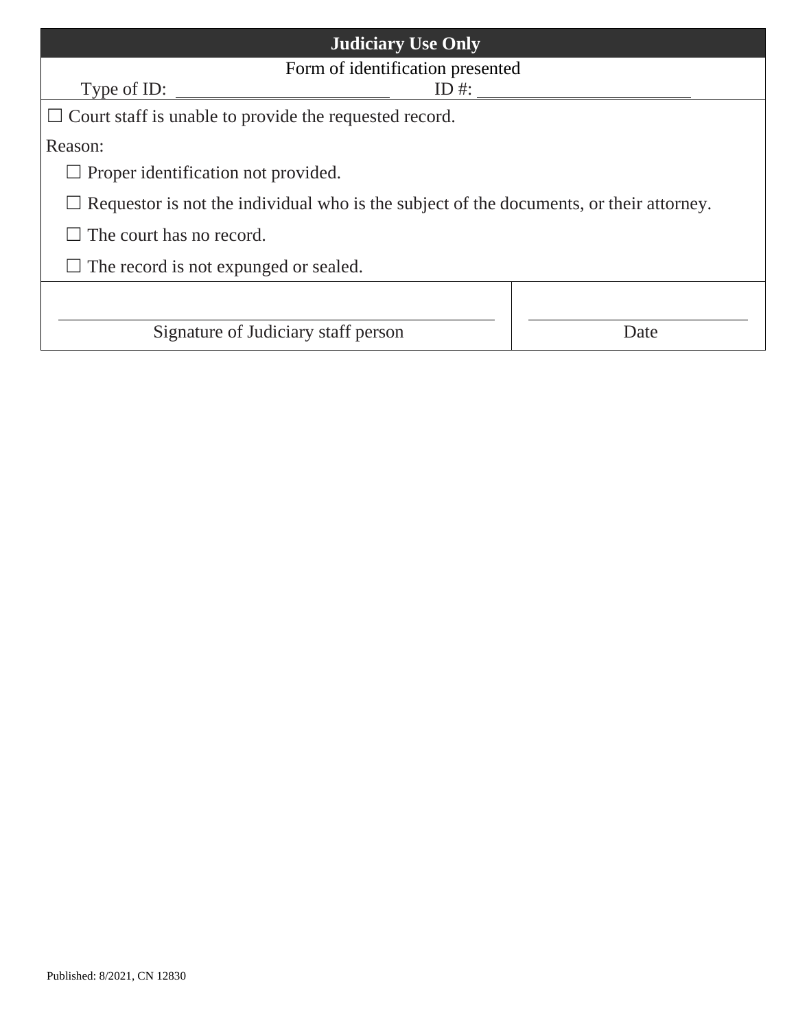## Judiciary Use Only

Form of identification presented

Type of ID: ________________________ ID #: ________________________

☐ Court staff is unable to provide the requested record.

Reason:

- ☐ Proper identification not provided.
- ☐ Requestor is not the individual who is the subject of the documents, or their attorney.
- ☐ The court has no record.
- ☐ The record is not expunged or sealed.

| | |
|---|---|
| ______________________________ | ______________________ |
| Signature of Judiciary staff person | Date |

Published: 8/2021, CN 12830